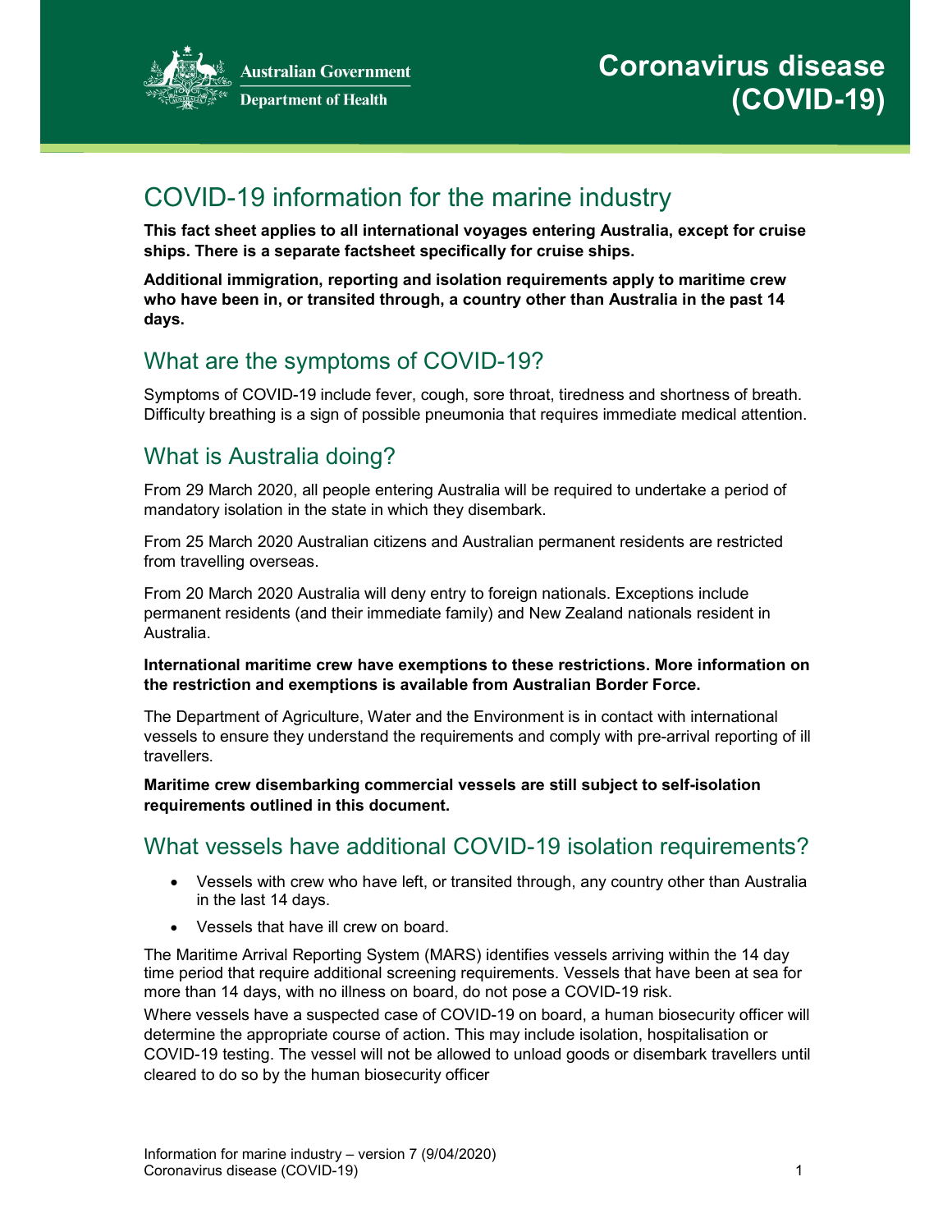Australian Government
Department of Health

# Coronavirus disease (COVID-19)

## COVID-19 information for the marine industry

**This fact sheet applies to all international voyages entering Australia, except for cruise ships. There is a separate factsheet specifically for cruise ships.**

**Additional immigration, reporting and isolation requirements apply to maritime crew who have been in, or transited through, a country other than Australia in the past 14 days.**

## What are the symptoms of COVID-19?

Symptoms of COVID-19 include fever, cough, sore throat, tiredness and shortness of breath. Difficulty breathing is a sign of possible pneumonia that requires immediate medical attention.

## What is Australia doing?

From 29 March 2020, all people entering Australia will be required to undertake a period of mandatory isolation in the state in which they disembark.

From 25 March 2020 Australian citizens and Australian permanent residents are restricted from travelling overseas.

From 20 March 2020 Australia will deny entry to foreign nationals. Exceptions include permanent residents (and their immediate family) and New Zealand nationals resident in Australia.

**International maritime crew have exemptions to these restrictions. More information on the restriction and exemptions is available from Australian Border Force.**

The Department of Agriculture, Water and the Environment is in contact with international vessels to ensure they understand the requirements and comply with pre-arrival reporting of ill travellers.

**Maritime crew disembarking commercial vessels are still subject to self-isolation requirements outlined in this document.**

## What vessels have additional COVID-19 isolation requirements?

- Vessels with crew who have left, or transited through, any country other than Australia in the last 14 days.
- Vessels that have ill crew on board.

The Maritime Arrival Reporting System (MARS) identifies vessels arriving within the 14 day time period that require additional screening requirements. Vessels that have been at sea for more than 14 days, with no illness on board, do not pose a COVID-19 risk.

Where vessels have a suspected case of COVID-19 on board, a human biosecurity officer will determine the appropriate course of action. This may include isolation, hospitalisation or COVID-19 testing. The vessel will not be allowed to unload goods or disembark travellers until cleared to do so by the human biosecurity officer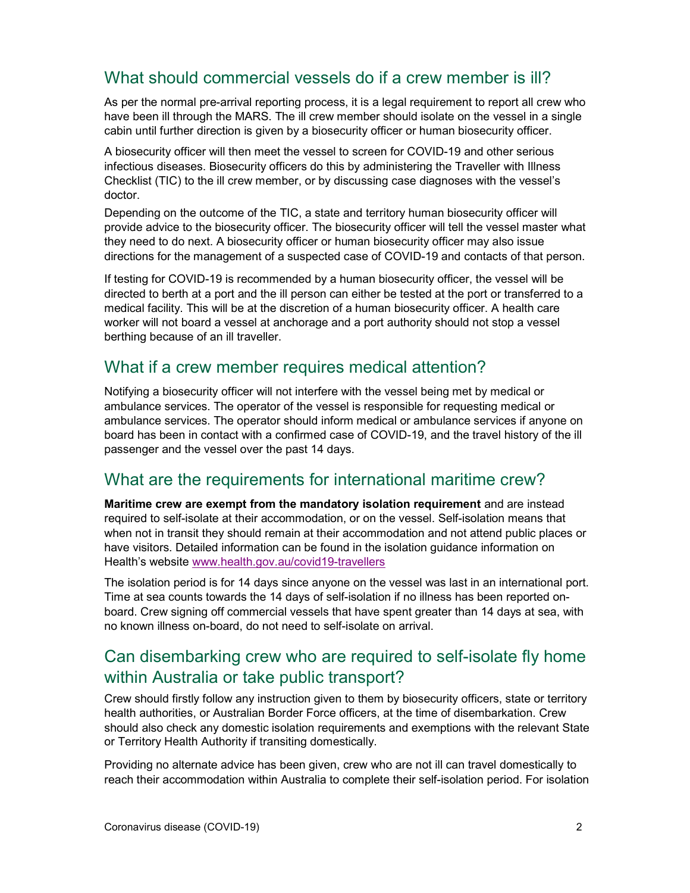## What should commercial vessels do if a crew member is ill?

As per the normal pre-arrival reporting process, it is a legal requirement to report all crew who have been ill through the MARS. The ill crew member should isolate on the vessel in a single cabin until further direction is given by a biosecurity officer or human biosecurity officer.

A biosecurity officer will then meet the vessel to screen for COVID-19 and other serious infectious diseases. Biosecurity officers do this by administering the Traveller with Illness Checklist (TIC) to the ill crew member, or by discussing case diagnoses with the vessel's doctor.

Depending on the outcome of the TIC, a state and territory human biosecurity officer will provide advice to the biosecurity officer. The biosecurity officer will tell the vessel master what they need to do next. A biosecurity officer or human biosecurity officer may also issue directions for the management of a suspected case of COVID-19 and contacts of that person.

If testing for COVID-19 is recommended by a human biosecurity officer, the vessel will be directed to berth at a port and the ill person can either be tested at the port or transferred to a medical facility. This will be at the discretion of a human biosecurity officer. A health care worker will not board a vessel at anchorage and a port authority should not stop a vessel berthing because of an ill traveller.

## What if a crew member requires medical attention?

Notifying a biosecurity officer will not interfere with the vessel being met by medical or ambulance services. The operator of the vessel is responsible for requesting medical or ambulance services. The operator should inform medical or ambulance services if anyone on board has been in contact with a confirmed case of COVID-19, and the travel history of the ill passenger and the vessel over the past 14 days.

## What are the requirements for international maritime crew?

**Maritime crew are exempt from the mandatory isolation requirement** and are instead required to self-isolate at their accommodation, or on the vessel. Self-isolation means that when not in transit they should remain at their accommodation and not attend public places or have visitors. Detailed information can be found in the isolation guidance information on Health's website [www.health.gov.au/covid19-travellers](www.health.gov.au/covid19-travellers)

The isolation period is for 14 days since anyone on the vessel was last in an international port. Time at sea counts towards the 14 days of self-isolation if no illness has been reported on-board. Crew signing off commercial vessels that have spent greater than 14 days at sea, with no known illness on-board, do not need to self-isolate on arrival.

## Can disembarking crew who are required to self-isolate fly home within Australia or take public transport?

Crew should firstly follow any instruction given to them by biosecurity officers, state or territory health authorities, or Australian Border Force officers, at the time of disembarkation. Crew should also check any domestic isolation requirements and exemptions with the relevant State or Territory Health Authority if transiting domestically.

Providing no alternate advice has been given, crew who are not ill can travel domestically to reach their accommodation within Australia to complete their self-isolation period. For isolation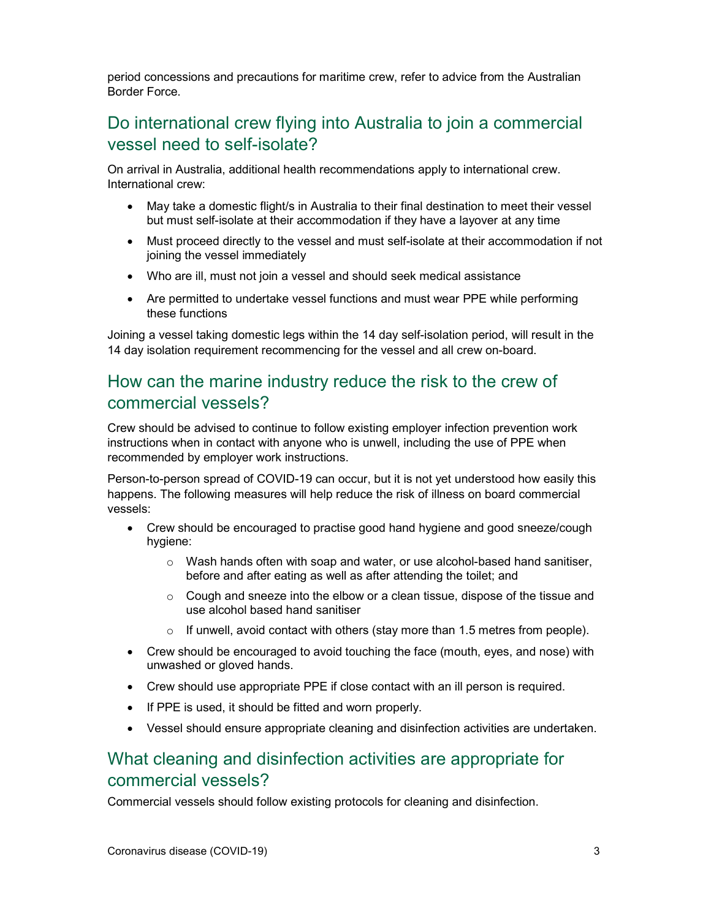period concessions and precautions for maritime crew, refer to advice from the Australian Border Force.

## Do international crew flying into Australia to join a commercial vessel need to self-isolate?

On arrival in Australia, additional health recommendations apply to international crew. International crew:

- May take a domestic flight/s in Australia to their final destination to meet their vessel but must self-isolate at their accommodation if they have a layover at any time
- Must proceed directly to the vessel and must self-isolate at their accommodation if not joining the vessel immediately
- Who are ill, must not join a vessel and should seek medical assistance
- Are permitted to undertake vessel functions and must wear PPE while performing these functions

Joining a vessel taking domestic legs within the 14 day self-isolation period, will result in the 14 day isolation requirement recommencing for the vessel and all crew on-board.

## How can the marine industry reduce the risk to the crew of commercial vessels?

Crew should be advised to continue to follow existing employer infection prevention work instructions when in contact with anyone who is unwell, including the use of PPE when recommended by employer work instructions.

Person-to-person spread of COVID-19 can occur, but it is not yet understood how easily this happens. The following measures will help reduce the risk of illness on board commercial vessels:

- Crew should be encouraged to practise good hand hygiene and good sneeze/cough hygiene:
    - Wash hands often with soap and water, or use alcohol-based hand sanitiser, before and after eating as well as after attending the toilet; and
    - Cough and sneeze into the elbow or a clean tissue, dispose of the tissue and use alcohol based hand sanitiser
    - If unwell, avoid contact with others (stay more than 1.5 metres from people).
- Crew should be encouraged to avoid touching the face (mouth, eyes, and nose) with unwashed or gloved hands.
- Crew should use appropriate PPE if close contact with an ill person is required.
- If PPE is used, it should be fitted and worn properly.
- Vessel should ensure appropriate cleaning and disinfection activities are undertaken.

## What cleaning and disinfection activities are appropriate for commercial vessels?

Commercial vessels should follow existing protocols for cleaning and disinfection.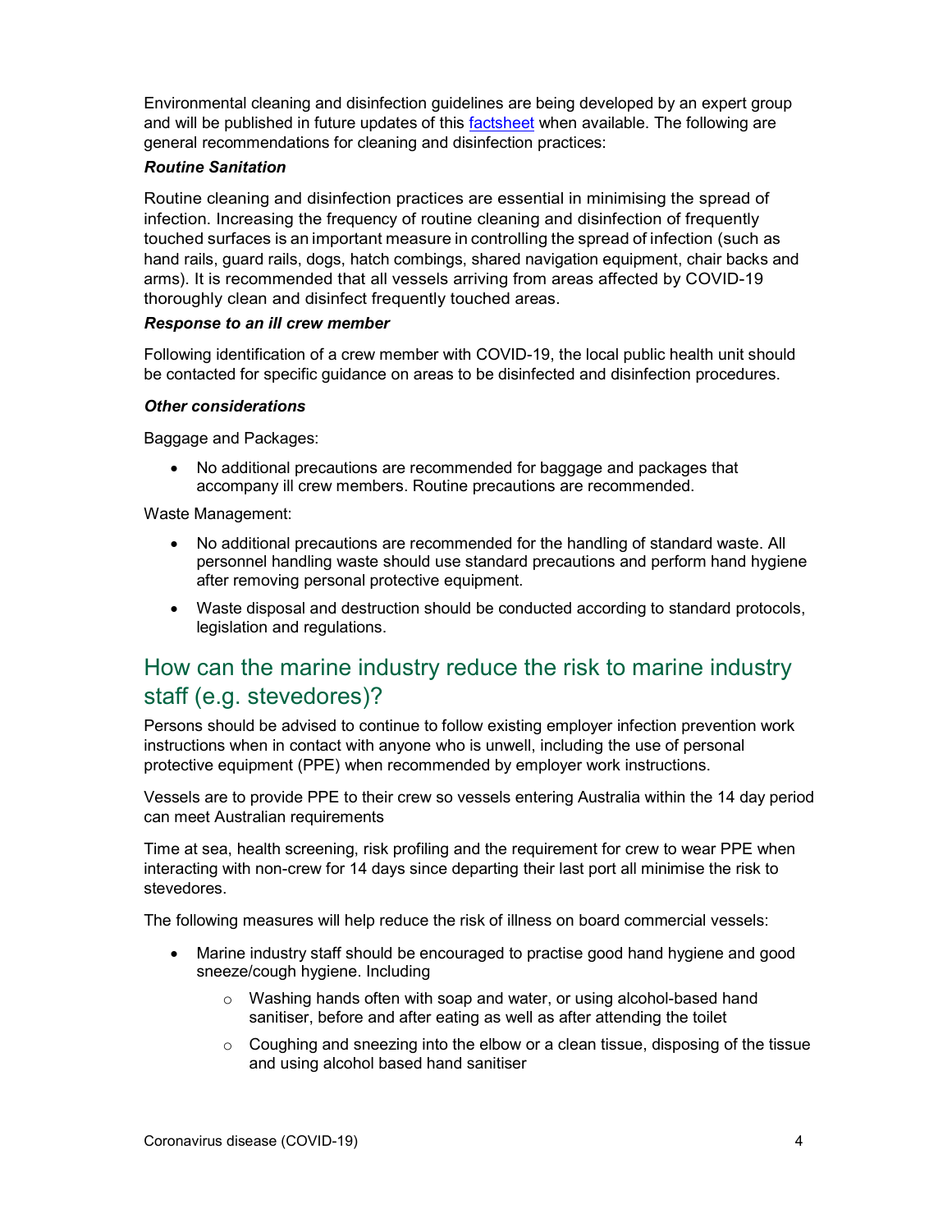Environmental cleaning and disinfection guidelines are being developed by an expert group and will be published in future updates of this [factsheet](factsheet) when available. The following are general recommendations for cleaning and disinfection practices:

***Routine Sanitation***

Routine cleaning and disinfection practices are essential in minimising the spread of infection. Increasing the frequency of routine cleaning and disinfection of frequently touched surfaces is an important measure in controlling the spread of infection (such as hand rails, guard rails, dogs, hatch combings, shared navigation equipment, chair backs and arms). It is recommended that all vessels arriving from areas affected by COVID-19 thoroughly clean and disinfect frequently touched areas.

***Response to an ill crew member***

Following identification of a crew member with COVID-19, the local public health unit should be contacted for specific guidance on areas to be disinfected and disinfection procedures.

***Other considerations***

Baggage and Packages:

- No additional precautions are recommended for baggage and packages that accompany ill crew members. Routine precautions are recommended.

Waste Management:

- No additional precautions are recommended for the handling of standard waste. All personnel handling waste should use standard precautions and perform hand hygiene after removing personal protective equipment.
- Waste disposal and destruction should be conducted according to standard protocols, legislation and regulations.

## How can the marine industry reduce the risk to marine industry staff (e.g. stevedores)?

Persons should be advised to continue to follow existing employer infection prevention work instructions when in contact with anyone who is unwell, including the use of personal protective equipment (PPE) when recommended by employer work instructions.

Vessels are to provide PPE to their crew so vessels entering Australia within the 14 day period can meet Australian requirements

Time at sea, health screening, risk profiling and the requirement for crew to wear PPE when interacting with non-crew for 14 days since departing their last port all minimise the risk to stevedores.

The following measures will help reduce the risk of illness on board commercial vessels:

- Marine industry staff should be encouraged to practise good hand hygiene and good sneeze/cough hygiene. Including
  - Washing hands often with soap and water, or using alcohol-based hand sanitiser, before and after eating as well as after attending the toilet
  - Coughing and sneezing into the elbow or a clean tissue, disposing of the tissue and using alcohol based hand sanitiser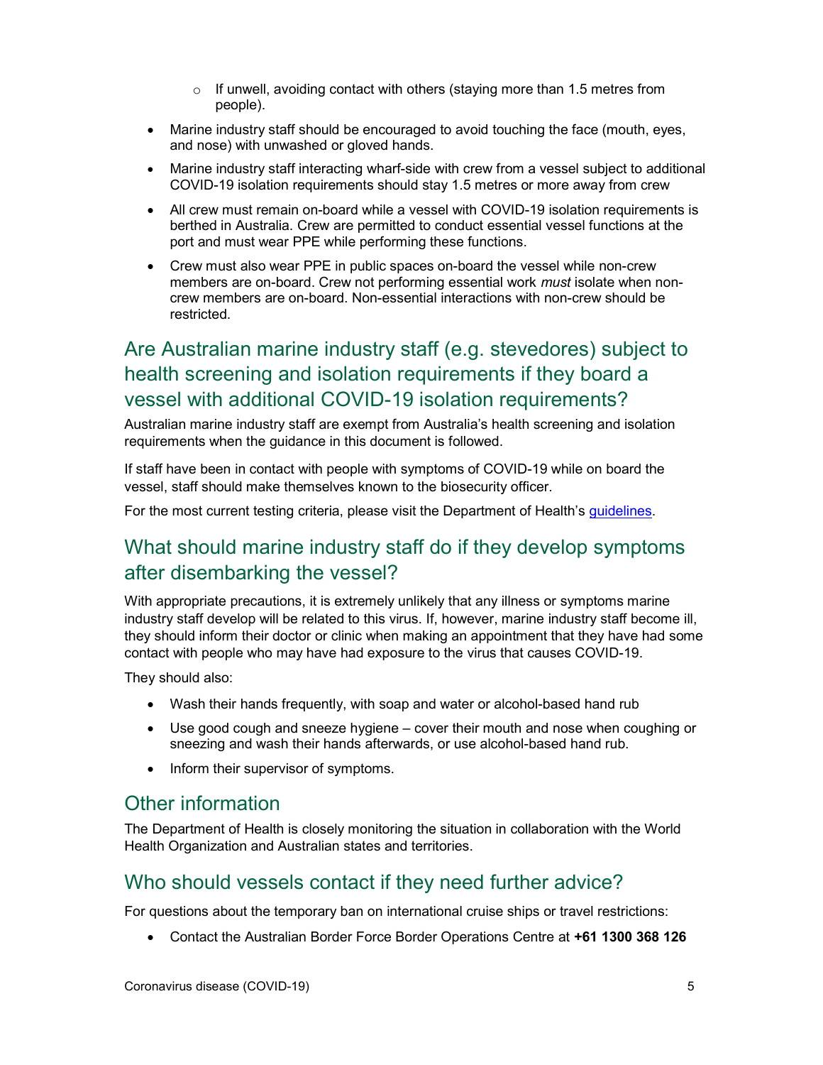- If unwell, avoiding contact with others (staying more than 1.5 metres from people).
- Marine industry staff should be encouraged to avoid touching the face (mouth, eyes, and nose) with unwashed or gloved hands.
- Marine industry staff interacting wharf-side with crew from a vessel subject to additional COVID-19 isolation requirements should stay 1.5 metres or more away from crew
- All crew must remain on-board while a vessel with COVID-19 isolation requirements is berthed in Australia. Crew are permitted to conduct essential vessel functions at the port and must wear PPE while performing these functions.
- Crew must also wear PPE in public spaces on-board the vessel while non-crew members are on-board. Crew not performing essential work *must* isolate when non-crew members are on-board. Non-essential interactions with non-crew should be restricted.

## Are Australian marine industry staff (e.g. stevedores) subject to health screening and isolation requirements if they board a vessel with additional COVID-19 isolation requirements?

Australian marine industry staff are exempt from Australia's health screening and isolation requirements when the guidance in this document is followed.

If staff have been in contact with people with symptoms of COVID-19 while on board the vessel, staff should make themselves known to the biosecurity officer.

For the most current testing criteria, please visit the Department of Health's guidelines.

## What should marine industry staff do if they develop symptoms after disembarking the vessel?

With appropriate precautions, it is extremely unlikely that any illness or symptoms marine industry staff develop will be related to this virus. If, however, marine industry staff become ill, they should inform their doctor or clinic when making an appointment that they have had some contact with people who may have had exposure to the virus that causes COVID-19.

They should also:

- Wash their hands frequently, with soap and water or alcohol-based hand rub
- Use good cough and sneeze hygiene – cover their mouth and nose when coughing or sneezing and wash their hands afterwards, or use alcohol-based hand rub.
- Inform their supervisor of symptoms.

## Other information

The Department of Health is closely monitoring the situation in collaboration with the World Health Organization and Australian states and territories.

## Who should vessels contact if they need further advice?

For questions about the temporary ban on international cruise ships or travel restrictions:

- Contact the Australian Border Force Border Operations Centre at **+61 1300 368 126**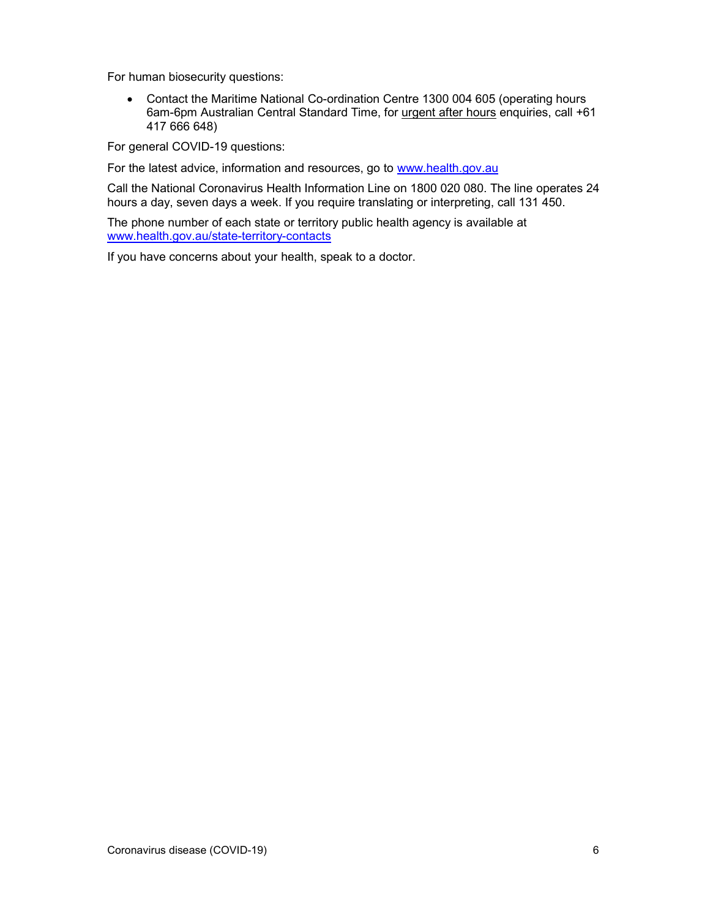For human biosecurity questions:

- Contact the Maritime National Co-ordination Centre 1300 004 605 (operating hours 6am-6pm Australian Central Standard Time, for urgent after hours enquiries, call +61 417 666 648)

For general COVID-19 questions:

For the latest advice, information and resources, go to [www.health.gov.au](http://www.health.gov.au)

Call the National Coronavirus Health Information Line on 1800 020 080. The line operates 24 hours a day, seven days a week. If you require translating or interpreting, call 131 450.

The phone number of each state or territory public health agency is available at [www.health.gov.au/state-territory-contacts](http://www.health.gov.au/state-territory-contacts)

If you have concerns about your health, speak to a doctor.